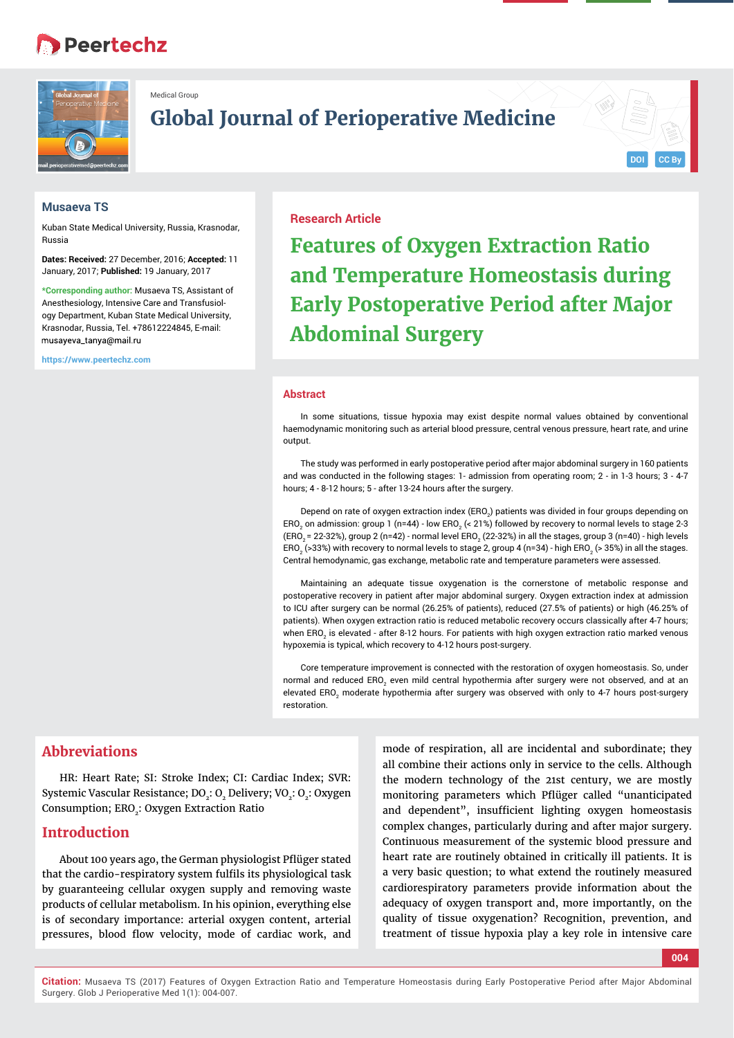Medical Group

# Global Journal of Perioperative Medicine

**Musaeva TS**

Kuban State Medical University, Russia, Krasnodar, Russia

**Dates: Received:** 27 December, 2016; **Accepted:** 11 January, 2017; **Published:** 19 January, 2017

***Corresponding author:** Musaeva TS, Assistant of Anesthesiology, Intensive Care and Transfusiology Department, Kuban State Medical University, Krasnodar, Russia, Tel. +78612224845, E-mail: musayeva_tanya@mail.ru

https://www.peertechz.com

**Research Article**

# Features of Oxygen Extraction Ratio and Temperature Homeostasis during Early Postoperative Period after Major Abdominal Surgery

## Abstract

In some situations, tissue hypoxia may exist despite normal values obtained by conventional haemodynamic monitoring such as arterial blood pressure, central venous pressure, heart rate, and urine output.

The study was performed in early postoperative period after major abdominal surgery in 160 patients and was conducted in the following stages: 1- admission from operating room; 2 - in 1-3 hours; 3 - 4-7 hours; 4 - 8-12 hours; 5 - after 13-24 hours after the surgery.

Depend on rate of oxygen extraction index ($ERO_2$) patients was divided in four groups depending on $ERO_2$ on admission: group 1 (n=44) - low $ERO_2$ (< 21%) followed by recovery to normal levels to stage 2-3 ($ERO_2$ = 22-32%), group 2 (n=42) - normal level $ERO_2$ (22-32%) in all the stages, group 3 (n=40) - high levels $ERO_2$ (>33%) with recovery to normal levels to stage 2, group 4 (n=34) - high $ERO_2$ (> 35%) in all the stages. Central hemodynamic, gas exchange, metabolic rate and temperature parameters were assessed.

Maintaining an adequate tissue oxygenation is the cornerstone of metabolic response and postoperative recovery in patient after major abdominal surgery. Oxygen extraction index at admission to ICU after surgery can be normal (26.25% of patients), reduced (27.5% of patients) or high (46.25% of patients). When oxygen extraction ratio is reduced metabolic recovery occurs classically after 4-7 hours; when $ERO_2$ is elevated - after 8-12 hours. For patients with high oxygen extraction ratio marked venous hypoxemia is typical, which recovery to 4-12 hours post-surgery.

Core temperature improvement is connected with the restoration of oxygen homeostasis. So, under normal and reduced $ERO_2$ even mild central hypothermia after surgery were not observed, and at an elevated $ERO_2$ moderate hypothermia after surgery was observed with only to 4-7 hours post-surgery restoration.

## Abbreviations

HR: Heart Rate; SI: Stroke Index; CI: Cardiac Index; SVR: Systemic Vascular Resistance; $DO_2$: $O_2$ Delivery; $VO_2$: $O_2$: Oxygen Consumption; $ERO_2$: Oxygen Extraction Ratio

## Introduction

About 100 years ago, the German physiologist Pflüger stated that the cardio-respiratory system fulfils its physiological task by guaranteeing cellular oxygen supply and removing waste products of cellular metabolism. In his opinion, everything else is of secondary importance: arterial oxygen content, arterial pressures, blood flow velocity, mode of cardiac work, and mode of respiration, all are incidental and subordinate; they all combine their actions only in service to the cells. Although the modern technology of the 21st century, we are mostly monitoring parameters which Pflüger called “unanticipated and dependent”, insufficient lighting oxygen homeostasis complex changes, particularly during and after major surgery. Continuous measurement of the systemic blood pressure and heart rate are routinely obtained in critically ill patients. It is a very basic question; to what extend the routinely measured cardiorespiratory parameters provide information about the adequacy of oxygen transport and, more importantly, on the quality of tissue oxygenation? Recognition, prevention, and treatment of tissue hypoxia play a key role in intensive care

**Citation:** Musaeva TS (2017) Features of Oxygen Extraction Ratio and Temperature Homeostasis during Early Postoperative Period after Major Abdominal Surgery. Glob J Perioperative Med 1(1): 004-007.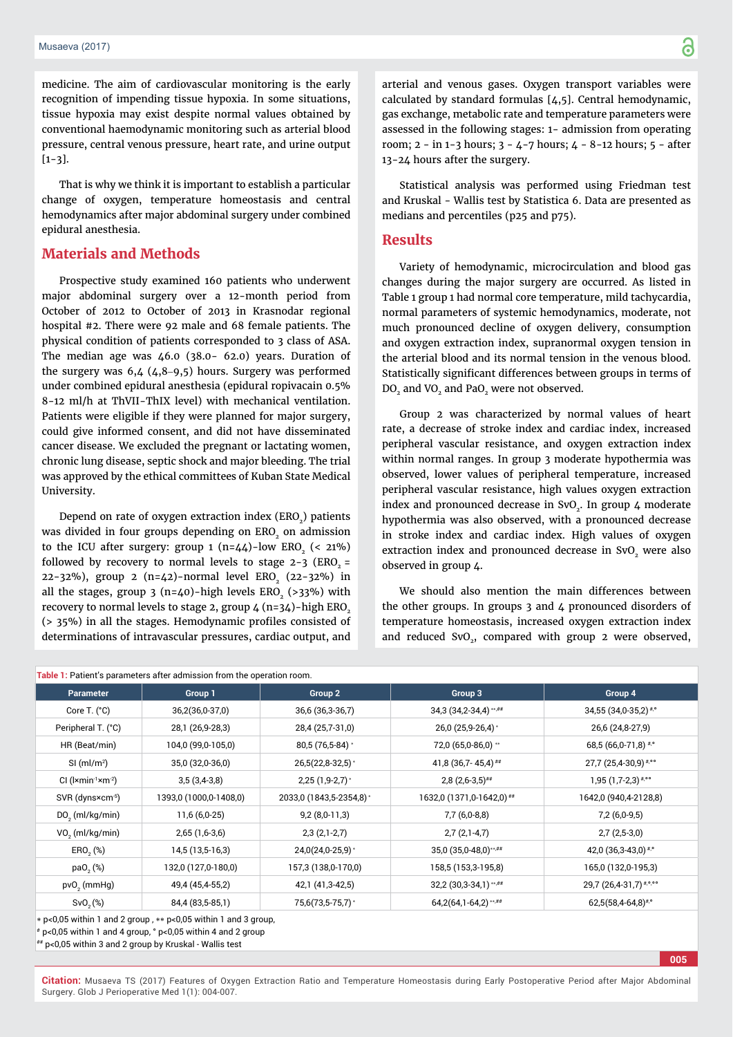medicine. The aim of cardiovascular monitoring is the early recognition of impending tissue hypoxia. In some situations, tissue hypoxia may exist despite normal values obtained by conventional haemodynamic monitoring such as arterial blood pressure, central venous pressure, heart rate, and urine output [1-3].

That is why we think it is important to establish a particular change of oxygen, temperature homeostasis and central hemodynamics after major abdominal surgery under combined epidural anesthesia.

## Materials and Methods

Prospective study examined 160 patients who underwent major abdominal surgery over a 12-month period from October of 2012 to October of 2013 in Krasnodar regional hospital #2. There were 92 male and 68 female patients. The physical condition of patients corresponded to 3 class of ASA. The median age was 46.0 (38.0- 62.0) years. Duration of the surgery was 6,4 (4,8–9,5) hours. Surgery was performed under combined epidural anesthesia (epidural ropivacain 0.5% 8-12 ml/h at ThVII-ThIX level) with mechanical ventilation. Patients were eligible if they were planned for major surgery, could give informed consent, and did not have disseminated cancer disease. We excluded the pregnant or lactating women, chronic lung disease, septic shock and major bleeding. The trial was approved by the ethical committees of Kuban State Medical University.

Depend on rate of oxygen extraction index ($ERO_2$) patients was divided in four groups depending on $ERO_2$ on admission to the ICU after surgery: group 1 (n=44)-low $ERO_2$ (< 21%) followed by recovery to normal levels to stage 2-3 ($ERO_2$ = 22-32%), group 2 (n=42)-normal level $ERO_2$ (22-32%) in all the stages, group 3 (n=40)-high levels $ERO_2$ (>33%) with recovery to normal levels to stage 2, group 4 (n=34)-high $ERO_2$ (> 35%) in all the stages. Hemodynamic profiles consisted of determinations of intravascular pressures, cardiac output, and arterial and venous gases. Oxygen transport variables were calculated by standard formulas [4,5]. Central hemodynamic, gas exchange, metabolic rate and temperature parameters were assessed in the following stages: 1- admission from operating room; 2 - in 1-3 hours; 3 - 4-7 hours; 4 - 8-12 hours; 5 - after 13-24 hours after the surgery.

Statistical analysis was performed using Friedman test and Kruskal - Wallis test by Statistica 6. Data are presented as medians and percentiles (p25 and p75).

## Results

Variety of hemodynamic, microcirculation and blood gas changes during the major surgery are occurred. As listed in Table 1 group 1 had normal core temperature, mild tachycardia, normal parameters of systemic hemodynamics, moderate, not much pronounced decline of oxygen delivery, consumption and oxygen extraction index, supranormal oxygen tension in the arterial blood and its normal tension in the venous blood. Statistically significant differences between groups in terms of $DO_2$ and $VO_2$ and $PaO_2$ were not observed.

Group 2 was characterized by normal values of heart rate, a decrease of stroke index and cardiac index, increased peripheral vascular resistance, and oxygen extraction index within normal ranges. In group 3 moderate hypothermia was observed, lower values of peripheral temperature, increased peripheral vascular resistance, high values oxygen extraction index and pronounced decrease in $SvO_2$. In group 4 moderate hypothermia was also observed, with a pronounced decrease in stroke index and cardiac index. High values of oxygen extraction index and pronounced decrease in $SvO_2$ were also observed in group 4.

We should also mention the main differences between the other groups. In groups 3 and 4 pronounced disorders of temperature homeostasis, increased oxygen extraction index and reduced $SvO_2$, compared with group 2 were observed,

**Table 1:** Patient's parameters after admission from the operation room.

| Parameter | Group 1 | Group 2 | Group 3 | Group 4 |
|---|---|---|---|---|
| Core T. (°C) | 36,2(36,0-37,0) | 36,6 (36,3-36,7) | 34,3 (34,2-34,4) **,## | 34,55 (34,0-35,2) #,° |
| Peripheral T. (°C) | 28,1 (26,9-28,3) | 28,4 (25,7-31,0) | 26,0 (25,9-26,4) * | 26,6 (24,8-27,9) |
| HR (Beat/min) | 104,0 (99,0-105,0) | 80,5 (76,5-84) * | 72,0 (65,0-86,0) ** | 68,5 (66,0-71,8) #,° |
| SI (ml/m²) | 35,0 (32,0-36,0) | 26,5(22,8-32,5) * | 41,8 (36,7- 45,4) ## | 27,7 (25,4-30,9) #,°° |
| CI (l×min⁻¹×m⁻²) | 3,5 (3,4-3,8) | 2,25 (1,9-2,7) * | 2,8 (2,6-3,5)## | 1,95 (1,7-2,3) #,°° |
| SVR (dyns×cm⁻⁵) | 1393,0 (1000,0-1408,0) | 2033,0 (1843,5-2354,8) * | 1632,0 (1371,0-1642,0) ## | 1642,0 (940,4-2128,8) |
| $DO_2$ (ml/kg/min) | 11,6 (6,0-25) | 9,2 (8,0-11,3) | 7,7 (6,0-8,8) | 7,2 (6,0-9,5) |
| $VO_2$ (ml/kg/min) | 2,65 (1,6-3,6) | 2,3 (2,1-2,7) | 2,7 (2,1-4,7) | 2,7 (2,5-3,0) |
| $ERO_2$ (%) | 14,5 (13,5-16,3) | 24,0(24,0-25,9) * | 35,0 (35,0-48,0)**,## | 42,0 (36,3-43,0) #,° |
| $paO_2$ (%) | 132,0 (127,0-180,0) | 157,3 (138,0-170,0) | 158,5 (153,3-195,8) | 165,0 (132,0-195,3) |
| $pvO_2$ (mmHg) | 49,4 (45,4-55,2) | 42,1 (41,3-42,5) | 32,2 (30,3-34,1) **,## | 29,7 (26,4-31,7) #,°,°° |
| $SvO_2$ (%) | 84,4 (83,5-85,1) | 75,6(73,5-75,7) * | 64,2(64,1-64,2) **,## | 62,5(58,4-64,8)#,° |

\* p<0,05 within 1 and 2 group , ** p<0,05 within 1 and 3 group,
# p<0,05 within 1 and 4 group, ° p<0,05 within 4 and 2 group
## p<0,05 within 3 and 2 group by Kruskal - Wallis test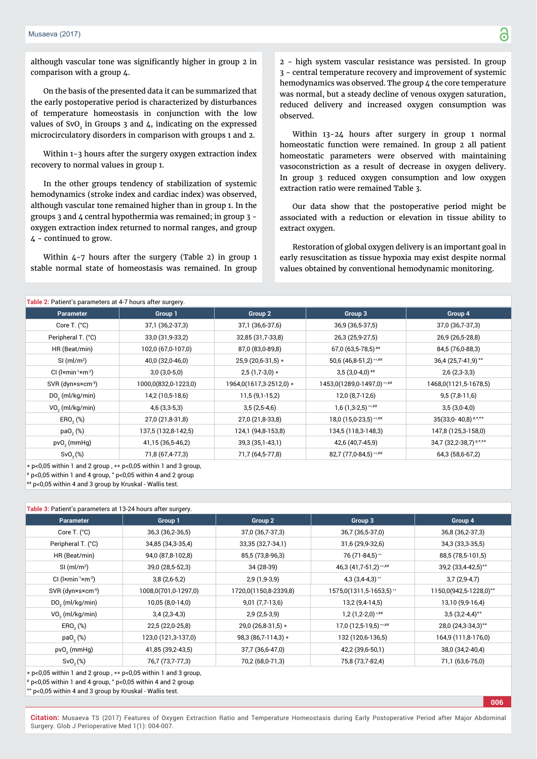although vascular tone was significantly higher in group 2 in comparison with a group 4.

On the basis of the presented data it can be summarized that the early postoperative period is characterized by disturbances of temperature homeostasis in conjunction with the low values of $SvO_2$ in Groups 3 and 4, indicating on the expressed microcirculatory disorders in comparison with groups 1 and 2.

Within 1-3 hours after the surgery oxygen extraction index recovery to normal values in group 1.

In the other groups tendency of stabilization of systemic hemodynamics (stroke index and cardiac index) was observed, although vascular tone remained higher than in group 1. In the groups 3 and 4 central hypothermia was remained; in group 3 - oxygen extraction index returned to normal ranges, and group 4 - continued to grow.

Within 4-7 hours after the surgery (Table 2) in group 1 stable normal state of homeostasis was remained. In group 2 - high system vascular resistance was persisted. In group 3 - central temperature recovery and improvement of systemic hemodynamics was observed. The group 4 the core temperature was normal, but a steady decline of venous oxygen saturation, reduced delivery and increased oxygen consumption was observed.

Within 13-24 hours after surgery in group 1 normal homeostatic function were remained. In group 2 all patient homeostatic parameters were observed with maintaining vasoconstriction as a result of decrease in oxygen delivery. In group 3 reduced oxygen consumption and low oxygen extraction ratio were remained Table 3.

Our data show that the postoperative period might be associated with a reduction or elevation in tissue ability to extract oxygen.

Restoration of global oxygen delivery is an important goal in early resuscitation as tissue hypoxia may exist despite normal values obtained by conventional hemodynamic monitoring.

**Table 2:** Patient's parameters at 4-7 hours after surgery.

| Parameter | Group 1 | Group 2 | Group 3 | Group 4 |
|---|---|---|---|---|
| Core T. (°C) | 37,1 (36,2-37,3) | 37,1 (36,6-37,6) | 36,9 (36,5-37,5) | 37,0 (36,7-37,3) |
| Peripheral T. (°C) | 33,0 (31,9-33,2) | 32,85 (31,7-33,8) | 26,3 (25,9-27,5) | 26,9 (26,5-28,8) |
| HR (Beat/min) | 102,0 (67,0-107,0) | 87,0 (83,0-89,8) | 67,0 (63,5-78,5) ## | 84,5 (76,0-88,3) |
| SI (ml/m²) | 40,0 (32,0-46,0) | 25,9 (20,6-31,5) * | 50,6 (46,8-51,2) **,## | 36,4 (25,7-41,9) °° |
| CI (l×min⁻¹×m⁻²) | 3,0 (3,0-5,0) | 2,5 (1,7-3,0) * | 3,5 (3,0-4,0) ## | 2,6 (2,3-3,3) |
| SVR (dyn×s×cm⁻⁵) | 1000,0(832,0-1223,0) | 1964,0(1617,3-2512,0) * | 1453,0(1289,0-1497,0) **,## | 1468,0(1121,5-1678,5) |
| $DO_2$ (ml/kg/min) | 14,2 (10,5-18,6) | 11,5 (9,1-15,2) | 12,0 (8,7-12,6) | 9,5 (7,8-11,6) |
| $VO_2$ (ml/kg/min) | 4,6 (3,3-5,3) | 3,5 (2,5-4,6) | 1,6 (1,3-2,5) **,## | 3,5 (3,0-4,0) |
| $ERO_2$ (%) | 27,0 (21,8-31,8) | 27,0 (21,8-33,8) | 18,0 (15,0-23,5) **,## | 35(33,0- 40,8) #,°,°° |
| $paO_2$ (%) | 137,5 (132,8-142,5) | 124,1 (94,8-153,8) | 134,5 (118,3-148,3) | 147,8 (125,3-158,0) |
| $pvO_2$ (mmHg) | 41,15 (36,5-46,2) | 39,3 (35,1-43,1) | 42,6 (40,7-45,9) | 34,7 (32,2-38,7) #,°,°° |
| $SvO_2$ (%) | 71,8 (67,4-77,3) | 71,7 (64,5-77,8) | 82,7 (77,0-84,5) **,## | 64,3 (58,6-67,2) |

* p<0,05 within 1 and 2 group , ** p<0,05 within 1 and 3 group,
# p<0,05 within 1 and 4 group, ° p<0,05 within 4 and 2 group
## p<0,05 within 4 and 3 group by Kruskal - Wallis test.

**Table 3:** Patient's parameters at 13-24 hours after surgery.

| Parameter | Group 1 | Group 2 | Group 3 | Group 4 |
|---|---|---|---|---|
| Core T. (°C) | 36,3 (36,2-36,5) | 37,0 (36,7-37,3) | 36,7 (36,5-37,0) | 36,8 (36,2-37,3) |
| Peripheral T. (°C) | 34,85 (34,3-35,4) | 33,35 (32,7-34,1) | 31,6 (29,9-32,6) | 34,3 (33,3-35,5) |
| HR (Beat/min) | 94,0 (87,8-102,8) | 85,5 (73,8-96,3) | 76 (71-84,5) ** | 88,5 (78,5-101,5) |
| SI (ml/m²) | 39,0 (28,5-52,3) | 34 (28-39) | 46,3 (41,7-51,2) **,## | 39,2 (33,4-42,5)°° |
| CI (l×min⁻¹×m⁻²) | 3,8 (2,6-5,2) | 2,9 (1,9-3,9) | 4,3 (3,4-4,3) ** | 3,7 (2,9-4,7) |
| SVR (dyn×s×cm⁻⁵) | 1008,0(701,0-1297,0) | 1720,0(1150,8-2339,8) | 1575,0(1311,5-1653,5) ** | 1150,0(942,5-1228,0)°° |
| $DO_2$ (ml/kg/min) | 10,05 (8,0-14,0) | 9,01 (7,7-13,6) | 13,2 (9,4-14,5) | 13,10 (9,9-16,4) |
| $VO_2$ (ml/kg/min) | 3,4 (2,3-4,3) | 2,9 (2,5-3,9) | 1,2 (1,2-2,0) *,## | 3,5 (3,2-4,4)°° |
| $ERO_2$ (%) | 22,5 (22,0-25,8) | 29,0 (26,8-31,5) * | 17,0 (12,5-19,5) **,## | 28,0 (24,3-34,3)°° |
| $paO_2$ (%) | 123,0 (121,3-137,0) | 98,3 (86,7-114,3) * | 132 (120,6-136,5) | 164,9 (111,8-176,0) |
| $pvO_2$ (mmHg) | 41,85 (39,2-43,5) | 37,7 (36,6-47,0) | 42,2 (39,6-50,1) | 38,0 (34,2-40,4) |
| $SvO_2$ (%) | 76,7 (73,7-77,3) | 70,2 (68,0-71,3) | 75,8 (73,7-82,4) | 71,1 (63,6-75,0) |

* p<0,05 within 1 and 2 group , ** p<0,05 within 1 and 3 group,
# p<0,05 within 1 and 4 group, ° p<0,05 within 4 and 2 group
°° p<0,05 within 4 and 3 group by Kruskal - Wallis test.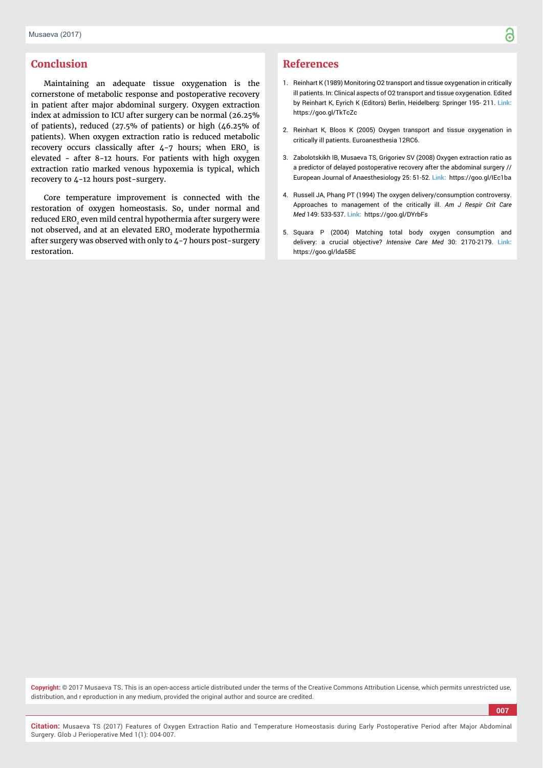## Conclusion

Maintaining an adequate tissue oxygenation is the cornerstone of metabolic response and postoperative recovery in patient after major abdominal surgery. Oxygen extraction index at admission to ICU after surgery can be normal (26.25% of patients), reduced (27.5% of patients) or high (46.25% of patients). When oxygen extraction ratio is reduced metabolic recovery occurs classically after 4-7 hours; when $ERO_2$ is elevated - after 8-12 hours. For patients with high oxygen extraction ratio marked venous hypoxemia is typical, which recovery to 4-12 hours post-surgery.

Core temperature improvement is connected with the restoration of oxygen homeostasis. So, under normal and reduced $ERO_2$ even mild central hypothermia after surgery were not observed, and at an elevated $ERO_2$ moderate hypothermia after surgery was observed with only to 4-7 hours post-surgery restoration.

## References

1. Reinhart K (1989) Monitoring O2 transport and tissue oxygenation in critically ill patients. In: Clinical aspects of O2 transport and tissue oxygenation. Edited by Reinhart K, Eyrich K (Editors) Berlin, Heidelberg: Springer 195- 211. **Link:** https://goo.gl/TkTcZc
2. Reinhart K, Bloos K (2005) Oxygen transport and tissue oxygenation in critically ill patients. Euroanesthesia 12RC6.
3. Zabolotskikh IB, Musaeva TS, Grigoriev SV (2008) Oxygen extraction ratio as a predictor of delayed postoperative recovery after the abdominal surgery // European Journal of Anaesthesiology 25: 51-52. **Link:** https://goo.gl/IEc1ba
4. Russell JA, Phang PT (1994) The oxygen delivery/consumption controversy. Approaches to management of the critically ill. *Am J Respir Crit Care Med* 149: 533-537. **Link:** https://goo.gl/DYrbFs
5. Squara P (2004) Matching total body oxygen consumption and delivery: a crucial objective? *Intensive Care Med* 30: 2170-2179. **Link:** https://goo.gl/Ida5BE

**Copyright:** © 2017 Musaeva TS. This is an open-access article distributed under the terms of the Creative Commons Attribution License, which permits unrestricted use, distribution, and r eproduction in any medium, provided the original author and source are credited.